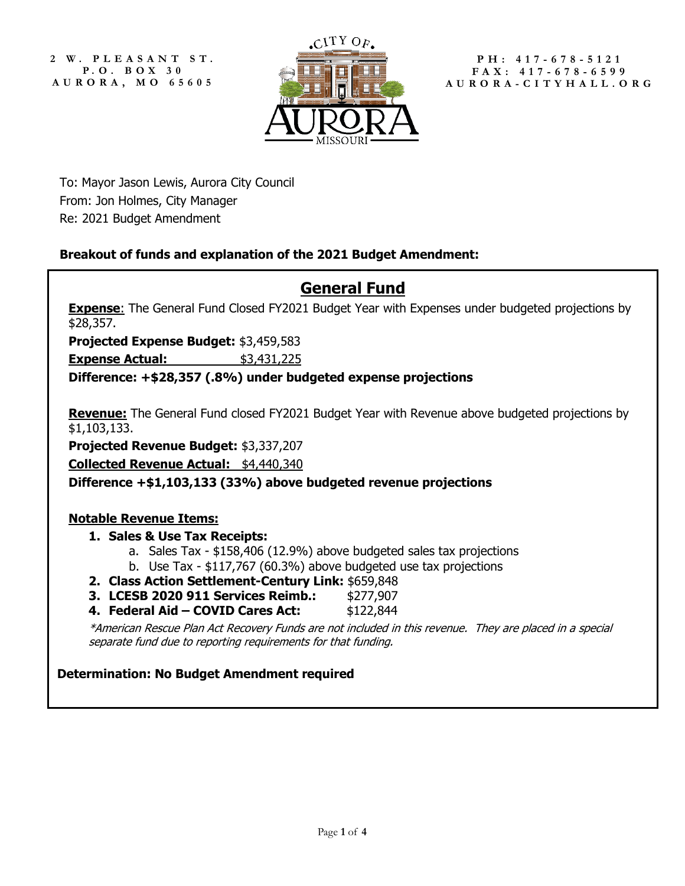2 W. PLEASANT ST.
P.O. BOX 30
AURORA, MO 65605

PH: 417-678-5121
FAX: 417-678-6599
AURORA-CITYHALL.ORG

To: Mayor Jason Lewis, Aurora City Council
From: Jon Holmes, City Manager
Re: 2021 Budget Amendment

**Breakout of funds and explanation of the 2021 Budget Amendment:**

## General Fund

**Expense**: The General Fund Closed FY2021 Budget Year with Expenses under budgeted projections by $28,357.

**Projected Expense Budget:** $3,459,583

**Expense Actual:** $3,431,225

**Difference: +$28,357 (.8%) under budgeted expense projections**

**Revenue:** The General Fund closed FY2021 Budget Year with Revenue above budgeted projections by $1,103,133.

**Projected Revenue Budget:** $3,337,207

**Collected Revenue Actual:** $4,440,340

**Difference +$1,103,133 (33%) above budgeted revenue projections**

**Notable Revenue Items:**

1. **Sales & Use Tax Receipts:**
   a. Sales Tax - $158,406 (12.9%) above budgeted sales tax projections
   b. Use Tax - $117,767 (60.3%) above budgeted use tax projections
2. **Class Action Settlement-Century Link:** $659,848
3. **LCESB 2020 911 Services Reimb.:** $277,907
4. **Federal Aid – COVID Cares Act:** $122,844

*\*American Rescue Plan Act Recovery Funds are not included in this revenue. They are placed in a special separate fund due to reporting requirements for that funding.*

**Determination: No Budget Amendment required**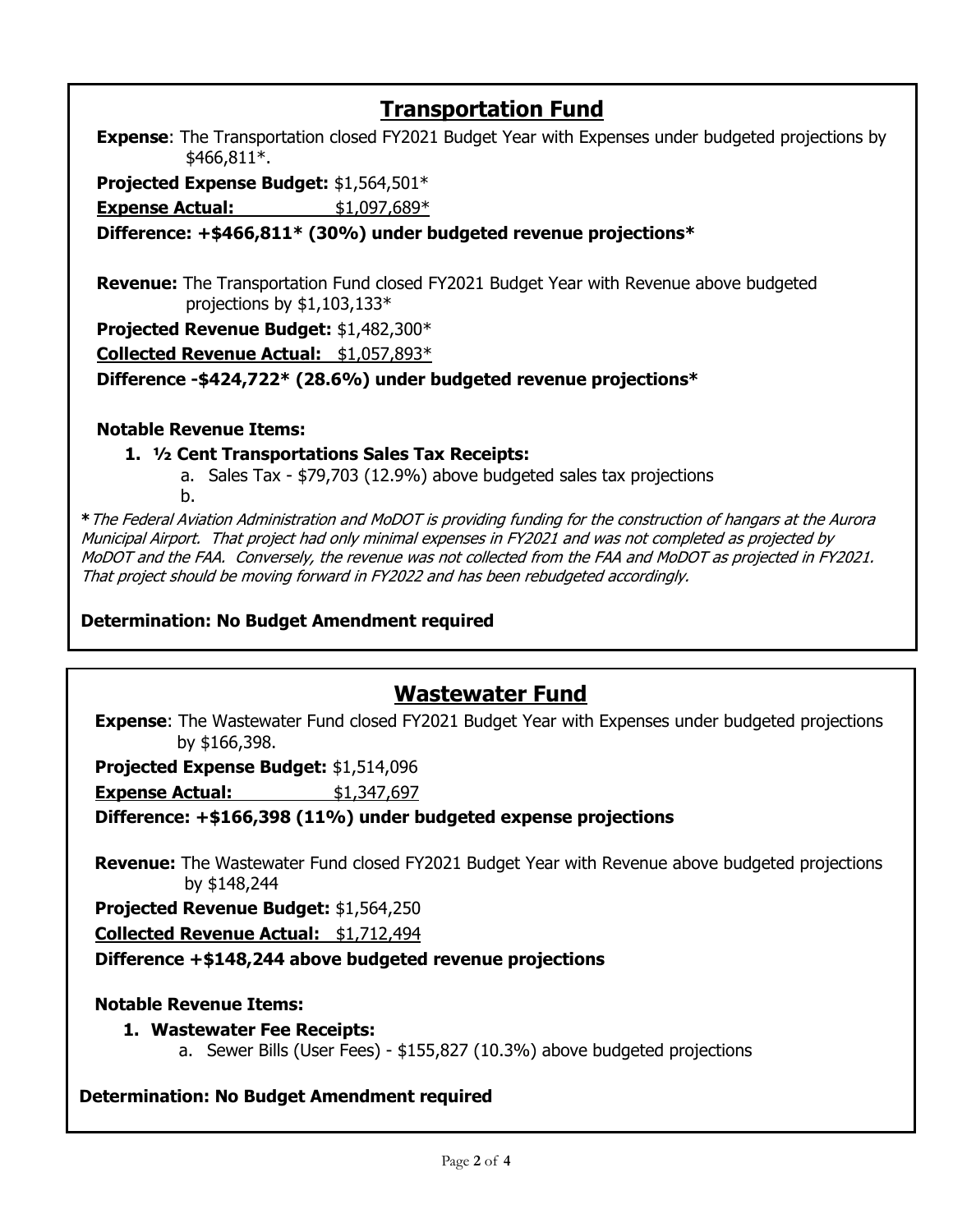## Transportation Fund

**Expense**: The Transportation closed FY2021 Budget Year with Expenses under budgeted projections by $466,811*.

**Projected Expense Budget:** $1,564,501*

**<u>Expense Actual:</u>** <u>$1,097,689*</u>

**Difference: +$466,811* (30%) under budgeted revenue projections***

**Revenue:** The Transportation Fund closed FY2021 Budget Year with Revenue above budgeted projections by $1,103,133*

**Projected Revenue Budget:** $1,482,300*

**<u>Collected Revenue Actual:</u>** <u>$1,057,893*</u>

**Difference -$424,722* (28.6%) under budgeted revenue projections***

**Notable Revenue Items:**

1. **½ Cent Transportations Sales Tax Receipts:**
   a. Sales Tax - $79,703 (12.9%) above budgeted sales tax projections
   b.

***** *The Federal Aviation Administration and MoDOT is providing funding for the construction of hangars at the Aurora Municipal Airport. That project had only minimal expenses in FY2021 and was not completed as projected by MoDOT and the FAA. Conversely, the revenue was not collected from the FAA and MoDOT as projected in FY2021. That project should be moving forward in FY2022 and has been rebudgeted accordingly.*

**Determination: No Budget Amendment required**

## Wastewater Fund

**Expense**: The Wastewater Fund closed FY2021 Budget Year with Expenses under budgeted projections by $166,398.

**Projected Expense Budget:** $1,514,096

**<u>Expense Actual:</u>** <u>$1,347,697</u>

**Difference: +$166,398 (11%) under budgeted expense projections**

**Revenue:** The Wastewater Fund closed FY2021 Budget Year with Revenue above budgeted projections by $148,244

**Projected Revenue Budget:** $1,564,250

**<u>Collected Revenue Actual:</u>** <u>$1,712,494</u>

**Difference +$148,244 above budgeted revenue projections**

**Notable Revenue Items:**

1. **Wastewater Fee Receipts:**
   a. Sewer Bills (User Fees) - $155,827 (10.3%) above budgeted projections

**Determination: No Budget Amendment required**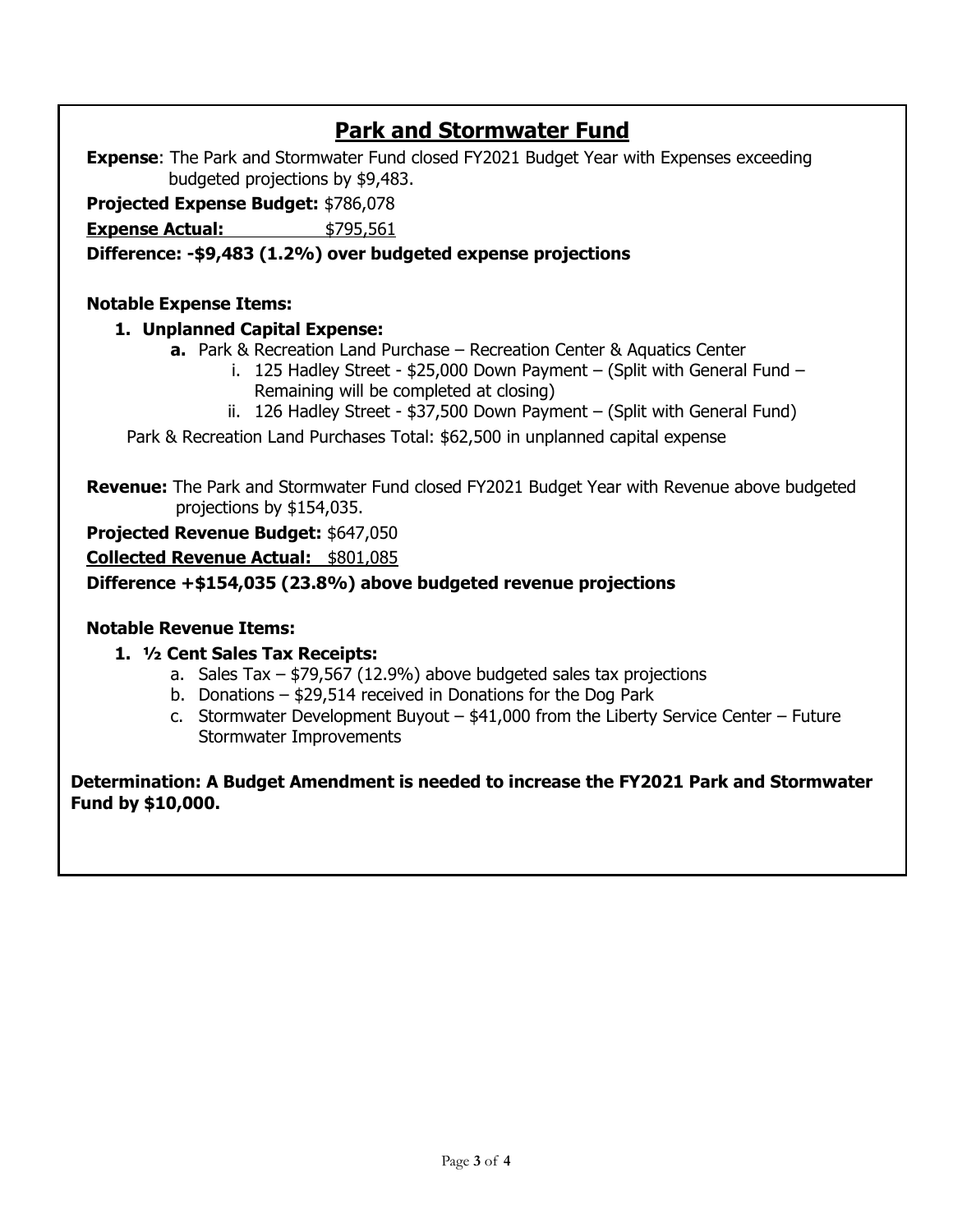## Park and Stormwater Fund

**Expense**: The Park and Stormwater Fund closed FY2021 Budget Year with Expenses exceeding budgeted projections by $9,483.

**Projected Expense Budget:** $786,078

**Expense Actual:** $795,561

**Difference: -$9,483 (1.2%) over budgeted expense projections**

**Notable Expense Items:**

1. **Unplanned Capital Expense:**
   - **a.** Park & Recreation Land Purchase – Recreation Center & Aquatics Center
     - i. 125 Hadley Street - $25,000 Down Payment – (Split with General Fund – Remaining will be completed at closing)
     - ii. 126 Hadley Street - $37,500 Down Payment – (Split with General Fund)

Park & Recreation Land Purchases Total: $62,500 in unplanned capital expense

**Revenue:** The Park and Stormwater Fund closed FY2021 Budget Year with Revenue above budgeted projections by $154,035.

**Projected Revenue Budget:** $647,050

**Collected Revenue Actual:** $801,085

**Difference +$154,035 (23.8%) above budgeted revenue projections**

**Notable Revenue Items:**

1. **½ Cent Sales Tax Receipts:**
   - a. Sales Tax – $79,567 (12.9%) above budgeted sales tax projections
   - b. Donations – $29,514 received in Donations for the Dog Park
   - c. Stormwater Development Buyout – $41,000 from the Liberty Service Center – Future Stormwater Improvements

**Determination: A Budget Amendment is needed to increase the FY2021 Park and Stormwater Fund by $10,000.**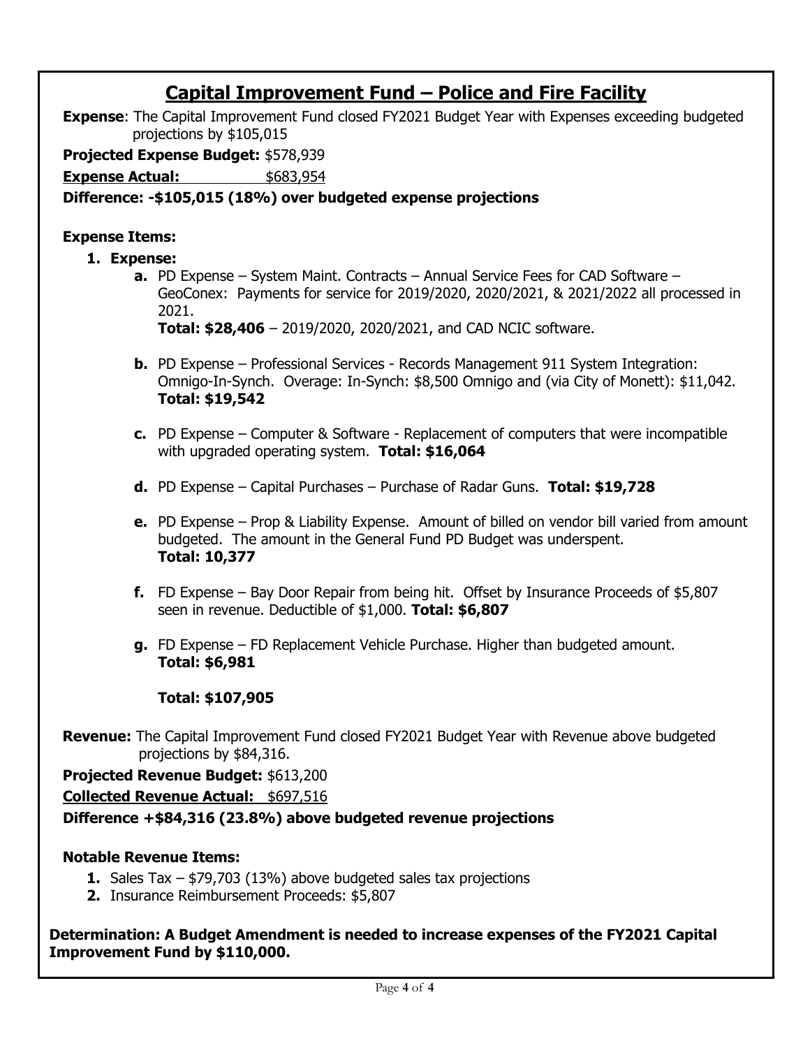# Capital Improvement Fund – Police and Fire Facility

**Expense**: The Capital Improvement Fund closed FY2021 Budget Year with Expenses exceeding budgeted projections by $105,015

**Projected Expense Budget:** $578,939

**Expense Actual:** $683,954

**Difference: -$105,015 (18%) over budgeted expense projections**

**Expense Items:**

1. **Expense:**
   - **a.** PD Expense – System Maint. Contracts – Annual Service Fees for CAD Software – GeoConex: Payments for service for 2019/2020, 2020/2021, & 2021/2022 all processed in 2021.
     **Total: $28,406** – 2019/2020, 2020/2021, and CAD NCIC software.
   - **b.** PD Expense – Professional Services - Records Management 911 System Integration: Omnigo-In-Synch. Overage: In-Synch: $8,500 Omnigo and (via City of Monett): $11,042. **Total: $19,542**
   - **c.** PD Expense – Computer & Software - Replacement of computers that were incompatible with upgraded operating system. **Total: $16,064**
   - **d.** PD Expense – Capital Purchases – Purchase of Radar Guns. **Total: $19,728**
   - **e.** PD Expense – Prop & Liability Expense. Amount of billed on vendor bill varied from amount budgeted. The amount in the General Fund PD Budget was underspent. **Total: 10,377**
   - **f.** FD Expense – Bay Door Repair from being hit. Offset by Insurance Proceeds of $5,807 seen in revenue. Deductible of $1,000. **Total: $6,807**
   - **g.** FD Expense – FD Replacement Vehicle Purchase. Higher than budgeted amount. **Total: $6,981**

   **Total: $107,905**

**Revenue:** The Capital Improvement Fund closed FY2021 Budget Year with Revenue above budgeted projections by $84,316.

**Projected Revenue Budget:** $613,200

**Collected Revenue Actual:** $697,516

**Difference +$84,316 (23.8%) above budgeted revenue projections**

**Notable Revenue Items:**

1. Sales Tax – $79,703 (13%) above budgeted sales tax projections
2. Insurance Reimbursement Proceeds: $5,807

**Determination: A Budget Amendment is needed to increase expenses of the FY2021 Capital Improvement Fund by $110,000.**